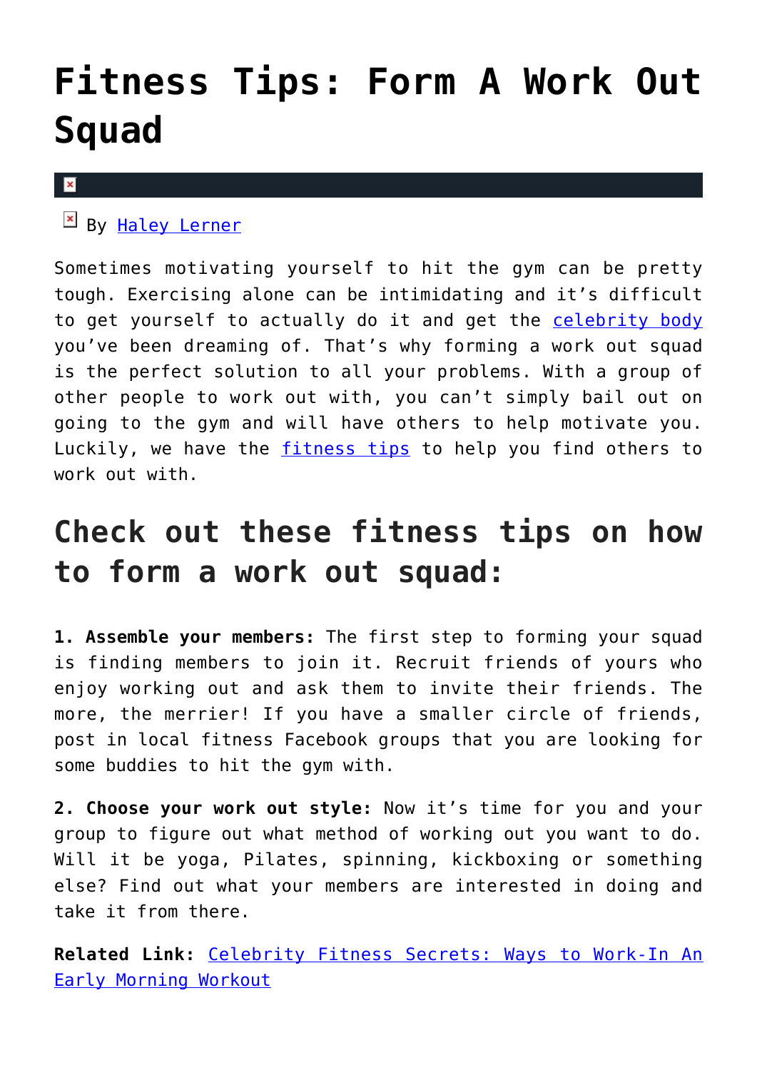# Fitness Tips: Form A Work Out Squad

By Haley Lerner

Sometimes motivating yourself to hit the gym can be pretty tough. Exercising alone can be intimidating and it's difficult to get yourself to actually do it and get the celebrity body you've been dreaming of. That's why forming a work out squad is the perfect solution to all your problems. With a group of other people to work out with, you can't simply bail out on going to the gym and will have others to help motivate you. Luckily, we have the fitness tips to help you find others to work out with.

## Check out these fitness tips on how to form a work out squad:

**1. Assemble your members:** The first step to forming your squad is finding members to join it. Recruit friends of yours who enjoy working out and ask them to invite their friends. The more, the merrier! If you have a smaller circle of friends, post in local fitness Facebook groups that you are looking for some buddies to hit the gym with.

**2. Choose your work out style:** Now it's time for you and your group to figure out what method of working out you want to do. Will it be yoga, Pilates, spinning, kickboxing or something else? Find out what your members are interested in doing and take it from there.

**Related Link:** Celebrity Fitness Secrets: Ways to Work-In An Early Morning Workout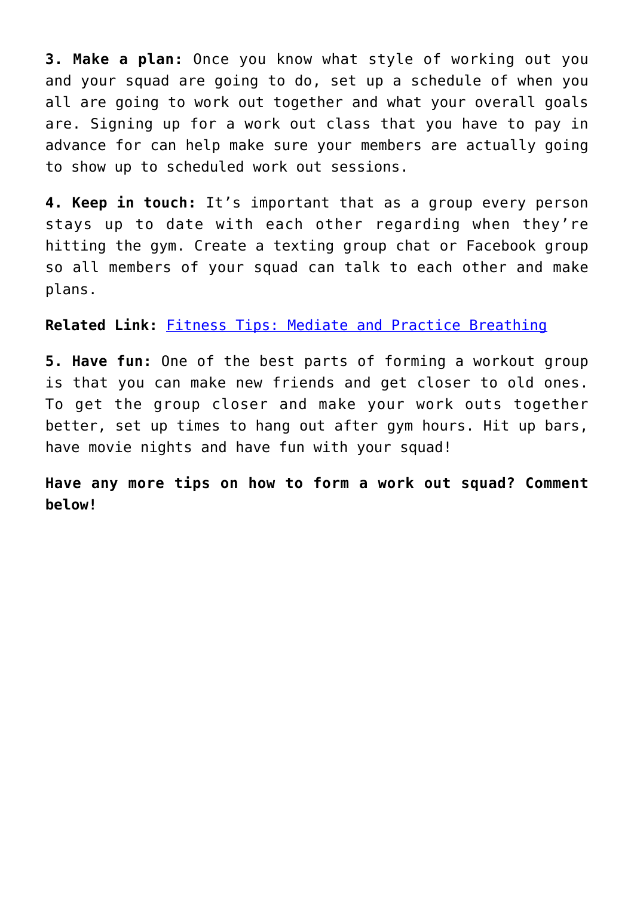**3. Make a plan:** Once you know what style of working out you and your squad are going to do, set up a schedule of when you all are going to work out together and what your overall goals are. Signing up for a work out class that you have to pay in advance for can help make sure your members are actually going to show up to scheduled work out sessions.

**4. Keep in touch:** It's important that as a group every person stays up to date with each other regarding when they're hitting the gym. Create a texting group chat or Facebook group so all members of your squad can talk to each other and make plans.

**Related Link:** Fitness Tips: Mediate and Practice Breathing

**5. Have fun:** One of the best parts of forming a workout group is that you can make new friends and get closer to old ones. To get the group closer and make your work outs together better, set up times to hang out after gym hours. Hit up bars, have movie nights and have fun with your squad!

**Have any more tips on how to form a work out squad? Comment below!**